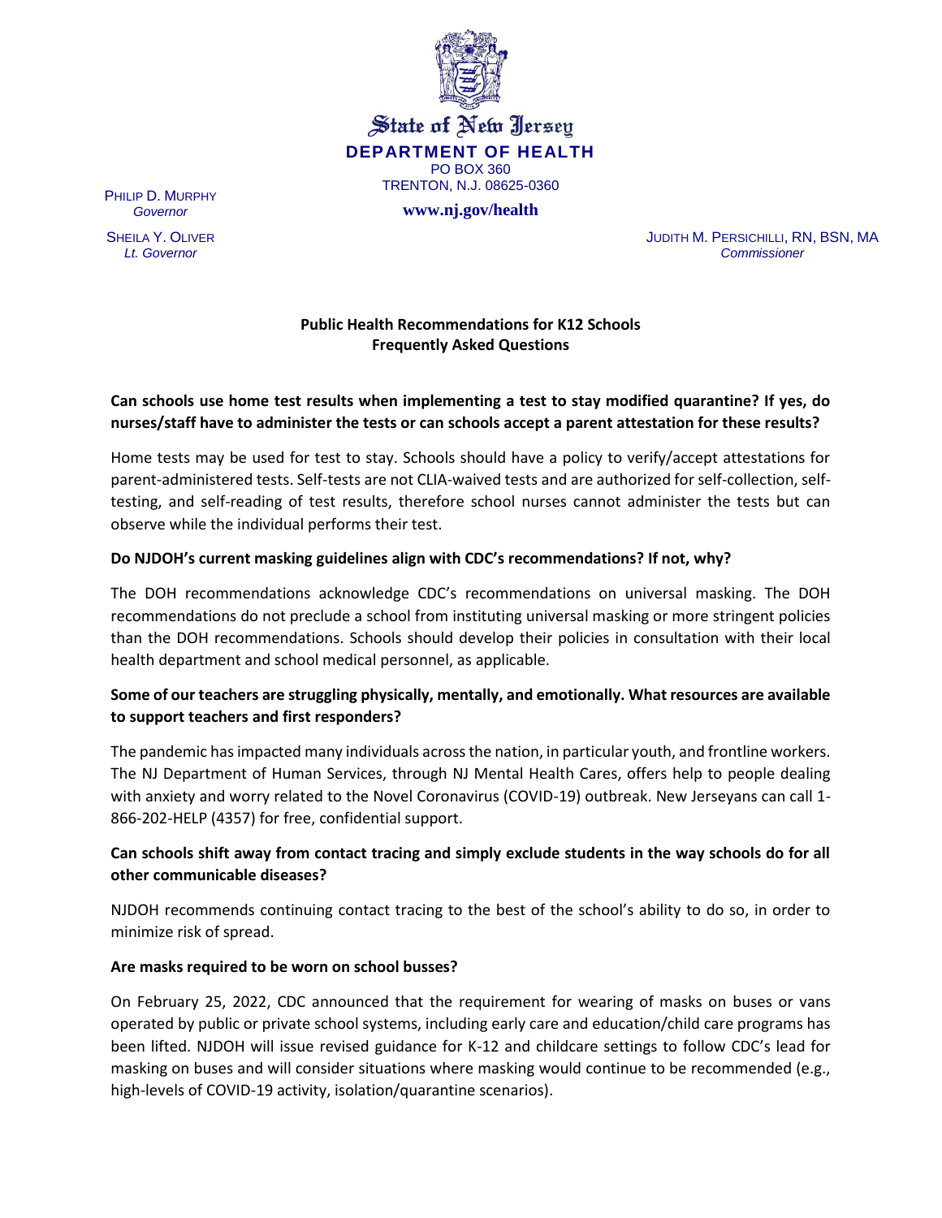State of New Jersey

**DEPARTMENT OF HEALTH**

PO BOX 360
TRENTON, N.J. 08625-0360

**www.nj.gov/health**

PHILIP D. MURPHY
*Governor*

SHEILA Y. OLIVER
*Lt. Governor*

JUDITH M. PERSICHILLI, RN, BSN, MA
*Commissioner*

## Public Health Recommendations for K12 Schools
## Frequently Asked Questions

**Can schools use home test results when implementing a test to stay modified quarantine? If yes, do nurses/staff have to administer the tests or can schools accept a parent attestation for these results?**

Home tests may be used for test to stay. Schools should have a policy to verify/accept attestations for parent-administered tests. Self-tests are not CLIA-waived tests and are authorized for self-collection, self-testing, and self-reading of test results, therefore school nurses cannot administer the tests but can observe while the individual performs their test.

**Do NJDOH's current masking guidelines align with CDC's recommendations? If not, why?**

The DOH recommendations acknowledge CDC's recommendations on universal masking. The DOH recommendations do not preclude a school from instituting universal masking or more stringent policies than the DOH recommendations. Schools should develop their policies in consultation with their local health department and school medical personnel, as applicable.

**Some of our teachers are struggling physically, mentally, and emotionally. What resources are available to support teachers and first responders?**

The pandemic has impacted many individuals across the nation, in particular youth, and frontline workers. The NJ Department of Human Services, through NJ Mental Health Cares, offers help to people dealing with anxiety and worry related to the Novel Coronavirus (COVID-19) outbreak. New Jerseyans can call 1-866-202-HELP (4357) for free, confidential support.

**Can schools shift away from contact tracing and simply exclude students in the way schools do for all other communicable diseases?**

NJDOH recommends continuing contact tracing to the best of the school's ability to do so, in order to minimize risk of spread.

**Are masks required to be worn on school busses?**

On February 25, 2022, CDC announced that the requirement for wearing of masks on buses or vans operated by public or private school systems, including early care and education/child care programs has been lifted. NJDOH will issue revised guidance for K-12 and childcare settings to follow CDC's lead for masking on buses and will consider situations where masking would continue to be recommended (e.g., high-levels of COVID-19 activity, isolation/quarantine scenarios).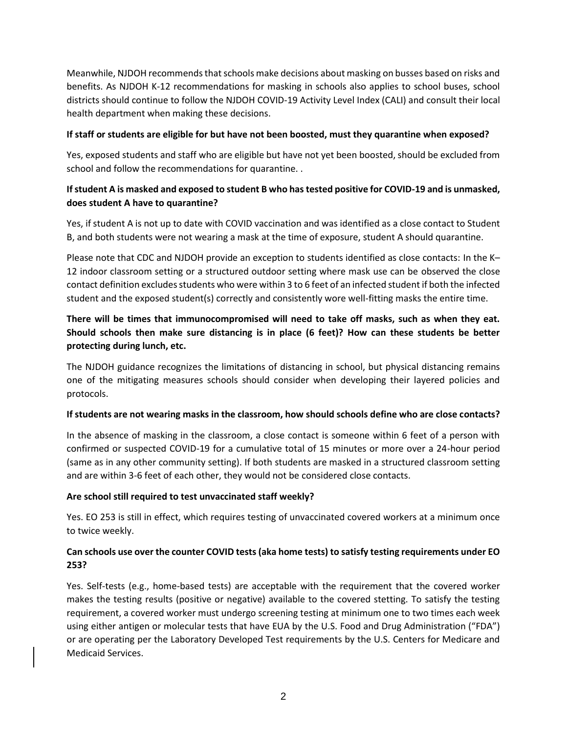Meanwhile, NJDOH recommends that schools make decisions about masking on busses based on risks and benefits. As NJDOH K-12 recommendations for masking in schools also applies to school buses, school districts should continue to follow the NJDOH COVID-19 Activity Level Index (CALI) and consult their local health department when making these decisions.

**If staff or students are eligible for but have not been boosted, must they quarantine when exposed?**

Yes, exposed students and staff who are eligible but have not yet been boosted, should be excluded from school and follow the recommendations for quarantine. .

**If student A is masked and exposed to student B who has tested positive for COVID-19 and is unmasked, does student A have to quarantine?**

Yes, if student A is not up to date with COVID vaccination and was identified as a close contact to Student B, and both students were not wearing a mask at the time of exposure, student A should quarantine.

Please note that CDC and NJDOH provide an exception to students identified as close contacts: In the K–12 indoor classroom setting or a structured outdoor setting where mask use can be observed the close contact definition excludes students who were within 3 to 6 feet of an infected student if both the infected student and the exposed student(s) correctly and consistently wore well-fitting masks the entire time.

**There will be times that immunocompromised will need to take off masks, such as when they eat. Should schools then make sure distancing is in place (6 feet)? How can these students be better protecting during lunch, etc.**

The NJDOH guidance recognizes the limitations of distancing in school, but physical distancing remains one of the mitigating measures schools should consider when developing their layered policies and protocols.

**If students are not wearing masks in the classroom, how should schools define who are close contacts?**

In the absence of masking in the classroom, a close contact is someone within 6 feet of a person with confirmed or suspected COVID-19 for a cumulative total of 15 minutes or more over a 24-hour period (same as in any other community setting). If both students are masked in a structured classroom setting and are within 3-6 feet of each other, they would not be considered close contacts.

**Are school still required to test unvaccinated staff weekly?**

Yes. EO 253 is still in effect, which requires testing of unvaccinated covered workers at a minimum once to twice weekly.

**Can schools use over the counter COVID tests (aka home tests) to satisfy testing requirements under EO 253?**

Yes. Self-tests (e.g., home-based tests) are acceptable with the requirement that the covered worker makes the testing results (positive or negative) available to the covered stetting. To satisfy the testing requirement, a covered worker must undergo screening testing at minimum one to two times each week using either antigen or molecular tests that have EUA by the U.S. Food and Drug Administration ("FDA") or are operating per the Laboratory Developed Test requirements by the U.S. Centers for Medicare and Medicaid Services.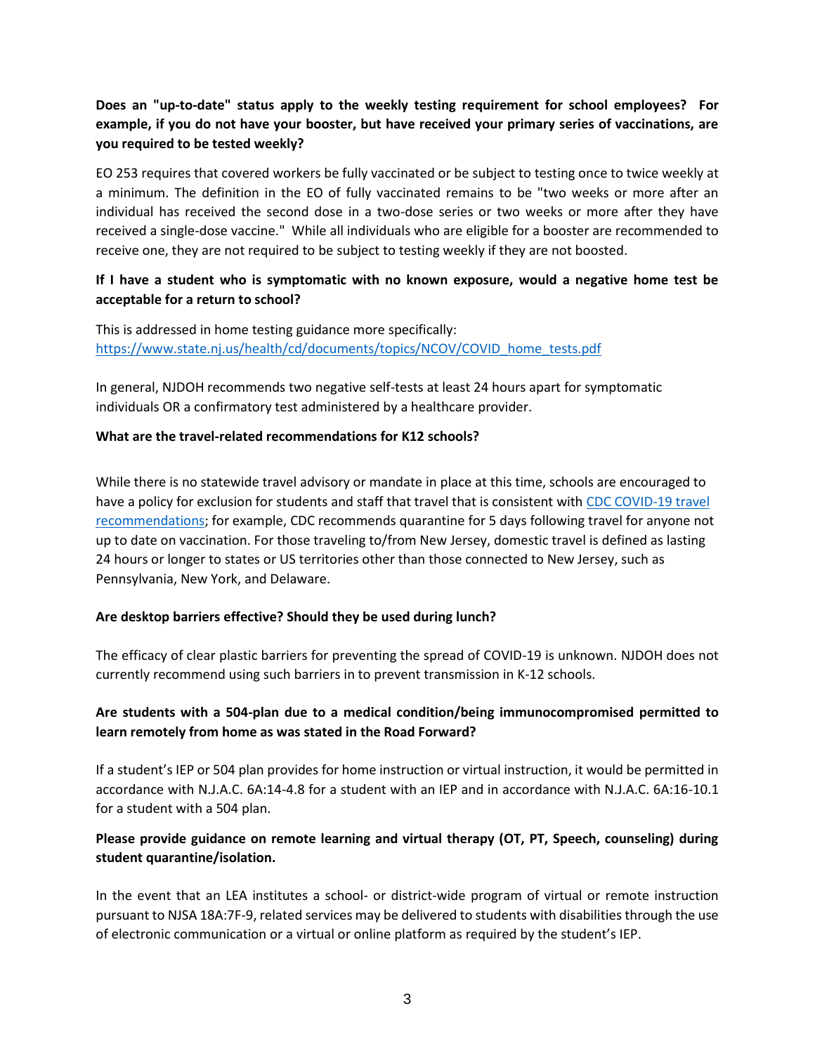**Does an "up-to-date" status apply to the weekly testing requirement for school employees? For example, if you do not have your booster, but have received your primary series of vaccinations, are you required to be tested weekly?**

EO 253 requires that covered workers be fully vaccinated or be subject to testing once to twice weekly at a minimum. The definition in the EO of fully vaccinated remains to be "two weeks or more after an individual has received the second dose in a two-dose series or two weeks or more after they have received a single-dose vaccine." While all individuals who are eligible for a booster are recommended to receive one, they are not required to be subject to testing weekly if they are not boosted.

**If I have a student who is symptomatic with no known exposure, would a negative home test be acceptable for a return to school?**

This is addressed in home testing guidance more specifically:
[https://www.state.nj.us/health/cd/documents/topics/NCOV/COVID_home_tests.pdf](https://www.state.nj.us/health/cd/documents/topics/NCOV/COVID_home_tests.pdf)

In general, NJDOH recommends two negative self-tests at least 24 hours apart for symptomatic individuals OR a confirmatory test administered by a healthcare provider.

**What are the travel-related recommendations for K12 schools?**

While there is no statewide travel advisory or mandate in place at this time, schools are encouraged to have a policy for exclusion for students and staff that travel that is consistent with CDC COVID-19 travel recommendations; for example, CDC recommends quarantine for 5 days following travel for anyone not up to date on vaccination. For those traveling to/from New Jersey, domestic travel is defined as lasting 24 hours or longer to states or US territories other than those connected to New Jersey, such as Pennsylvania, New York, and Delaware.

**Are desktop barriers effective? Should they be used during lunch?**

The efficacy of clear plastic barriers for preventing the spread of COVID-19 is unknown. NJDOH does not currently recommend using such barriers in to prevent transmission in K-12 schools.

**Are students with a 504-plan due to a medical condition/being immunocompromised permitted to learn remotely from home as was stated in the Road Forward?**

If a student's IEP or 504 plan provides for home instruction or virtual instruction, it would be permitted in accordance with N.J.A.C. 6A:14-4.8 for a student with an IEP and in accordance with N.J.A.C. 6A:16-10.1 for a student with a 504 plan.

**Please provide guidance on remote learning and virtual therapy (OT, PT, Speech, counseling) during student quarantine/isolation.**

In the event that an LEA institutes a school- or district-wide program of virtual or remote instruction pursuant to NJSA 18A:7F-9, related services may be delivered to students with disabilities through the use of electronic communication or a virtual or online platform as required by the student's IEP.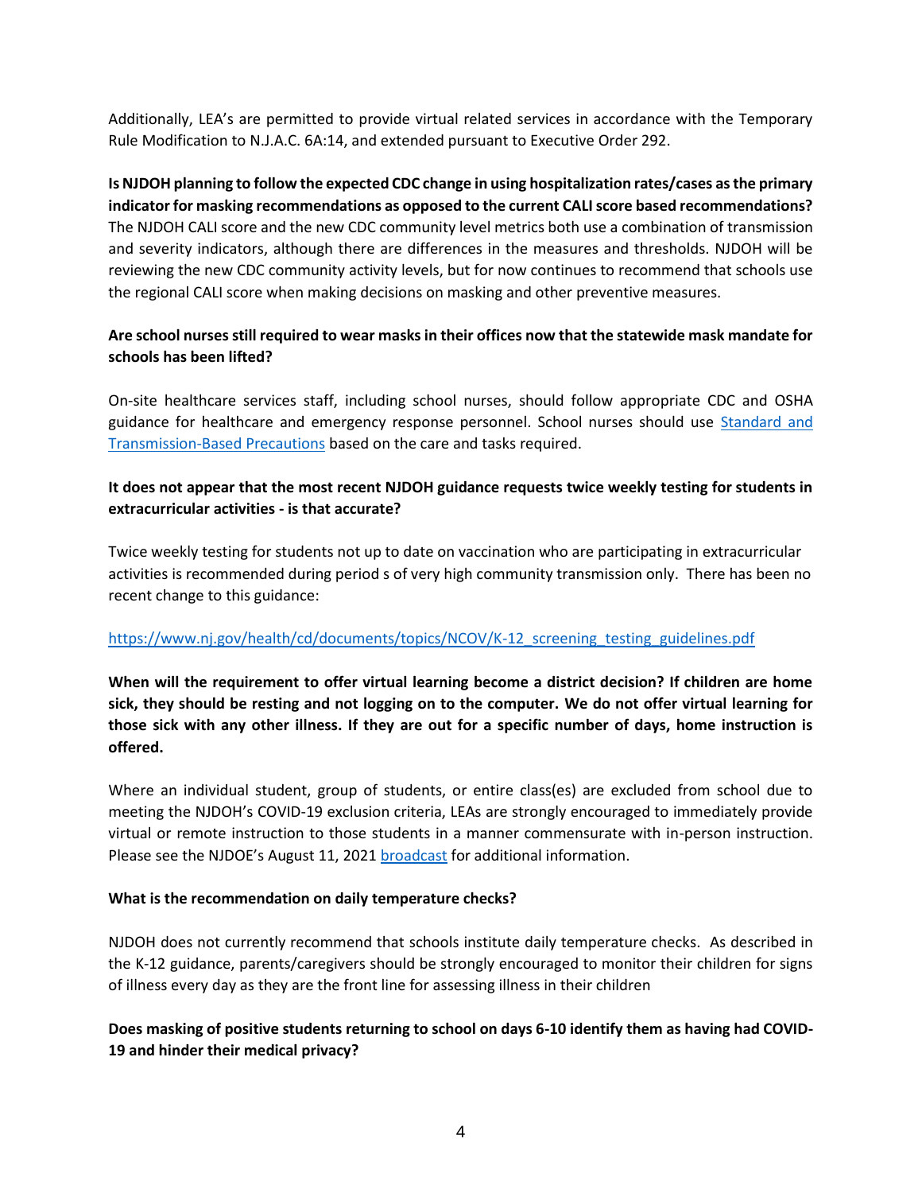Additionally, LEA's are permitted to provide virtual related services in accordance with the Temporary Rule Modification to N.J.A.C. 6A:14, and extended pursuant to Executive Order 292.

**Is NJDOH planning to follow the expected CDC change in using hospitalization rates/cases as the primary indicator for masking recommendations as opposed to the current CALI score based recommendations?**
The NJDOH CALI score and the new CDC community level metrics both use a combination of transmission and severity indicators, although there are differences in the measures and thresholds. NJDOH will be reviewing the new CDC community activity levels, but for now continues to recommend that schools use the regional CALI score when making decisions on masking and other preventive measures.

**Are school nurses still required to wear masks in their offices now that the statewide mask mandate for schools has been lifted?**

On-site healthcare services staff, including school nurses, should follow appropriate CDC and OSHA guidance for healthcare and emergency response personnel. School nurses should use [Standard and Transmission-Based Precautions]() based on the care and tasks required.

**It does not appear that the most recent NJDOH guidance requests twice weekly testing for students in extracurricular activities - is that accurate?**

Twice weekly testing for students not up to date on vaccination who are participating in extracurricular activities is recommended during period s of very high community transmission only. There has been no recent change to this guidance:

https://www.nj.gov/health/cd/documents/topics/NCOV/K-12_screening_testing_guidelines.pdf

**When will the requirement to offer virtual learning become a district decision? If children are home sick, they should be resting and not logging on to the computer. We do not offer virtual learning for those sick with any other illness. If they are out for a specific number of days, home instruction is offered.**

Where an individual student, group of students, or entire class(es) are excluded from school due to meeting the NJDOH's COVID-19 exclusion criteria, LEAs are strongly encouraged to immediately provide virtual or remote instruction to those students in a manner commensurate with in-person instruction. Please see the NJDOE's August 11, 2021 [broadcast]() for additional information.

**What is the recommendation on daily temperature checks?**

NJDOH does not currently recommend that schools institute daily temperature checks. As described in the K-12 guidance, parents/caregivers should be strongly encouraged to monitor their children for signs of illness every day as they are the front line for assessing illness in their children

**Does masking of positive students returning to school on days 6-10 identify them as having had COVID-19 and hinder their medical privacy?**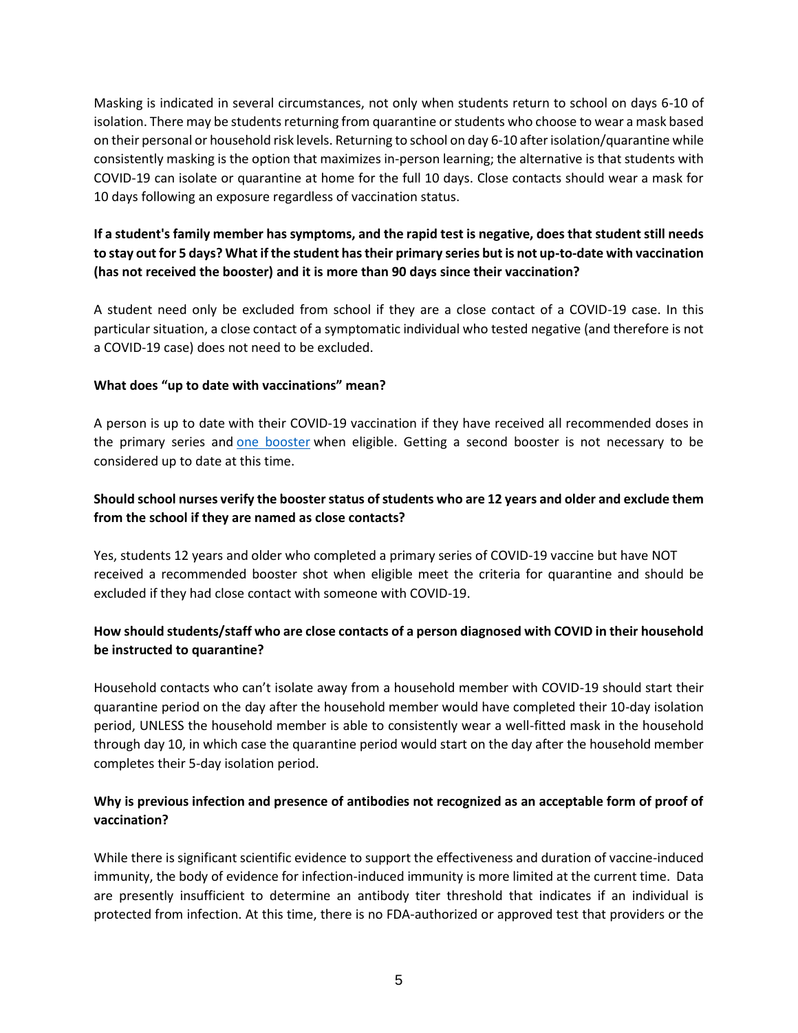Masking is indicated in several circumstances, not only when students return to school on days 6-10 of isolation. There may be students returning from quarantine or students who choose to wear a mask based on their personal or household risk levels. Returning to school on day 6-10 after isolation/quarantine while consistently masking is the option that maximizes in-person learning; the alternative is that students with COVID-19 can isolate or quarantine at home for the full 10 days. Close contacts should wear a mask for 10 days following an exposure regardless of vaccination status.

**If a student's family member has symptoms, and the rapid test is negative, does that student still needs to stay out for 5 days? What if the student has their primary series but is not up-to-date with vaccination (has not received the booster) and it is more than 90 days since their vaccination?**

A student need only be excluded from school if they are a close contact of a COVID-19 case. In this particular situation, a close contact of a symptomatic individual who tested negative (and therefore is not a COVID-19 case) does not need to be excluded.

**What does "up to date with vaccinations" mean?**

A person is up to date with their COVID-19 vaccination if they have received all recommended doses in the primary series and one booster when eligible. Getting a second booster is not necessary to be considered up to date at this time.

**Should school nurses verify the booster status of students who are 12 years and older and exclude them from the school if they are named as close contacts?**

Yes, students 12 years and older who completed a primary series of COVID-19 vaccine but have NOT received a recommended booster shot when eligible meet the criteria for quarantine and should be excluded if they had close contact with someone with COVID-19.

**How should students/staff who are close contacts of a person diagnosed with COVID in their household be instructed to quarantine?**

Household contacts who can't isolate away from a household member with COVID-19 should start their quarantine period on the day after the household member would have completed their 10-day isolation period, UNLESS the household member is able to consistently wear a well-fitted mask in the household through day 10, in which case the quarantine period would start on the day after the household member completes their 5-day isolation period.

**Why is previous infection and presence of antibodies not recognized as an acceptable form of proof of vaccination?**

While there is significant scientific evidence to support the effectiveness and duration of vaccine-induced immunity, the body of evidence for infection-induced immunity is more limited at the current time. Data are presently insufficient to determine an antibody titer threshold that indicates if an individual is protected from infection. At this time, there is no FDA-authorized or approved test that providers or the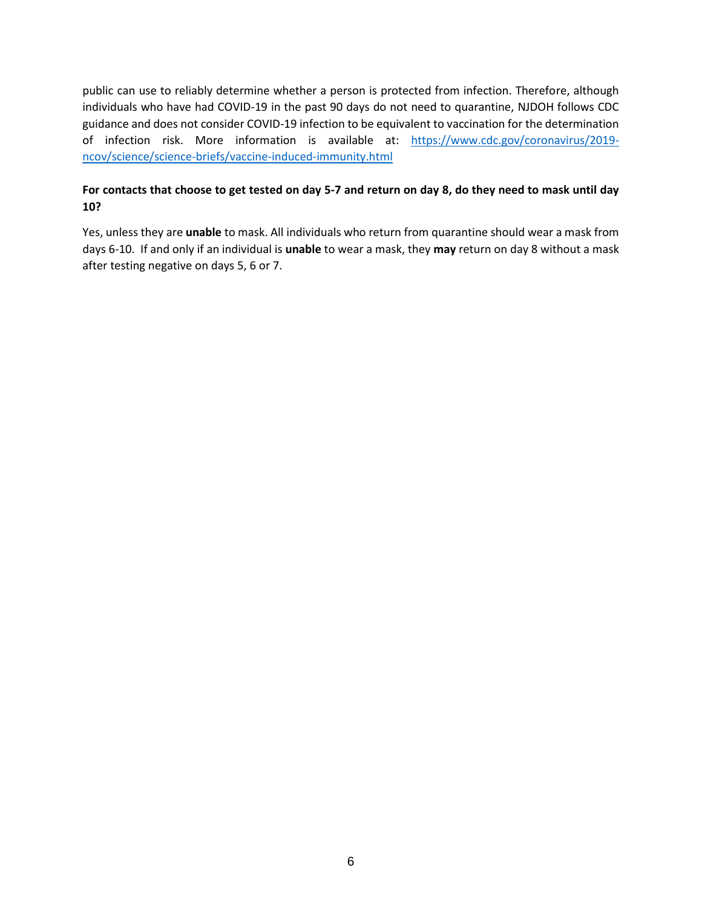public can use to reliably determine whether a person is protected from infection. Therefore, although individuals who have had COVID-19 in the past 90 days do not need to quarantine, NJDOH follows CDC guidance and does not consider COVID-19 infection to be equivalent to vaccination for the determination of infection risk. More information is available at: [https://www.cdc.gov/coronavirus/2019-ncov/science/science-briefs/vaccine-induced-immunity.html](https://www.cdc.gov/coronavirus/2019-ncov/science/science-briefs/vaccine-induced-immunity.html)

**For contacts that choose to get tested on day 5-7 and return on day 8, do they need to mask until day 10?**

Yes, unless they are **unable** to mask. All individuals who return from quarantine should wear a mask from days 6-10. If and only if an individual is **unable** to wear a mask, they **may** return on day 8 without a mask after testing negative on days 5, 6 or 7.